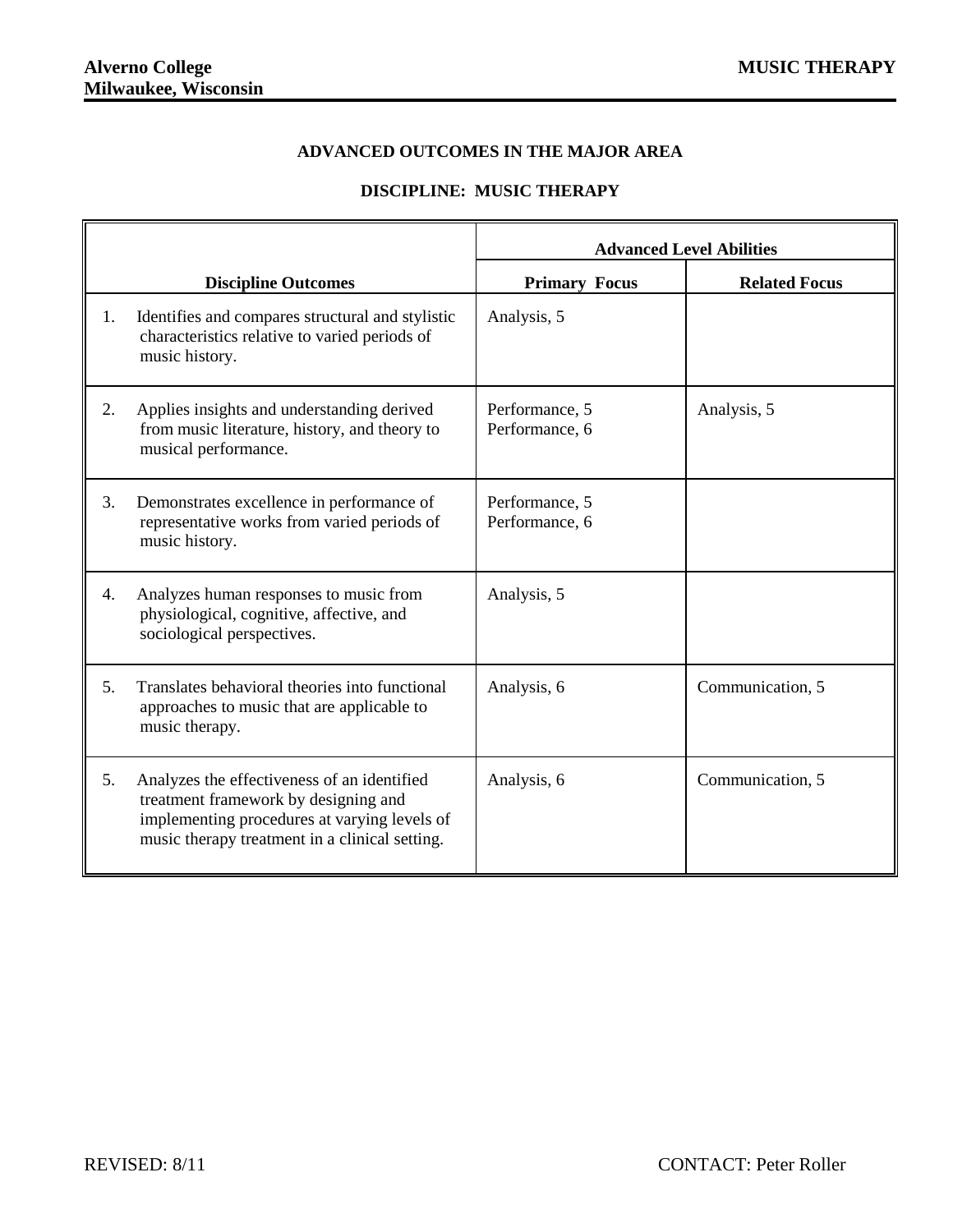**Alverno College**
**Milwaukee, Wisconsin**

**MUSIC THERAPY**

## ADVANCED OUTCOMES IN THE MAJOR AREA

## DISCIPLINE: MUSIC THERAPY

| | Advanced Level Abilities | |
|---|---|---|
| **Discipline Outcomes** | **Primary Focus** | **Related Focus** |
| 1. Identifies and compares structural and stylistic characteristics relative to varied periods of music history. | Analysis, 5 | |
| 2. Applies insights and understanding derived from music literature, history, and theory to musical performance. | Performance, 5<br>Performance, 6 | Analysis, 5 |
| 3. Demonstrates excellence in performance of representative works from varied periods of music history. | Performance, 5<br>Performance, 6 | |
| 4. Analyzes human responses to music from physiological, cognitive, affective, and sociological perspectives. | Analysis, 5 | |
| 5. Translates behavioral theories into functional approaches to music that are applicable to music therapy. | Analysis, 6 | Communication, 5 |
| 5. Analyzes the effectiveness of an identified treatment framework by designing and implementing procedures at varying levels of music therapy treatment in a clinical setting. | Analysis, 6 | Communication, 5 |

REVISED: 8/11

CONTACT: Peter Roller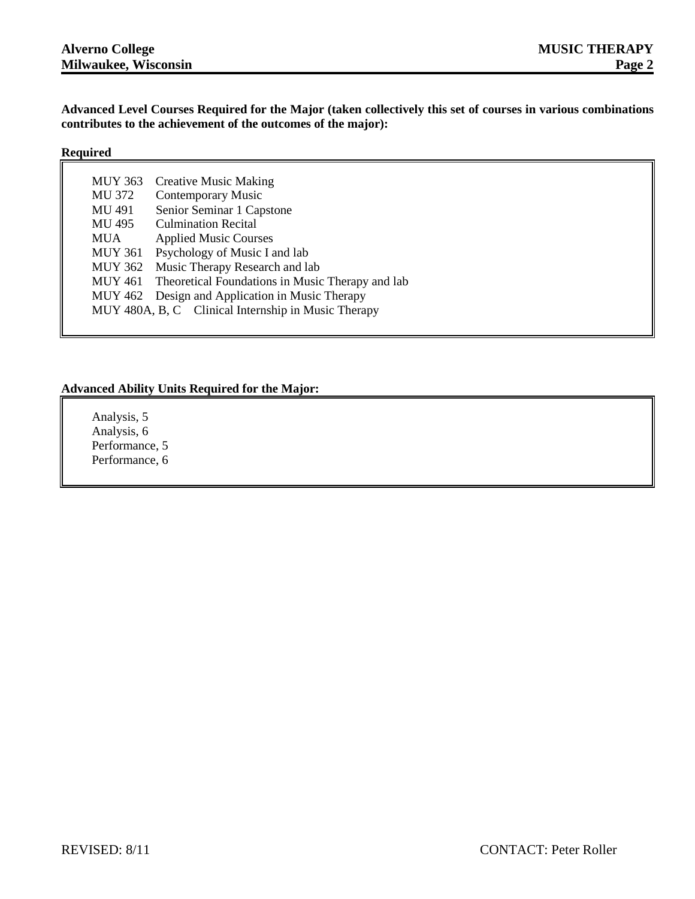**Advanced Level Courses Required for the Major (taken collectively this set of courses in various combinations contributes to the achievement of the outcomes of the major):**

**Required**

| | |
|---|---|
| MUY 363 | Creative Music Making |
| MU 372 | Contemporary Music |
| MU 491 | Senior Seminar 1 Capstone |
| MU 495 | Culmination Recital |
| MUA | Applied Music Courses |
| MUY 361 | Psychology of Music I and lab |
| MUY 362 | Music Therapy Research and lab |
| MUY 461 | Theoretical Foundations in Music Therapy and lab |
| MUY 462 | Design and Application in Music Therapy |
| MUY 480A, B, C | Clinical Internship in Music Therapy |

**Advanced Ability Units Required for the Major:**

Analysis, 5
Analysis, 6
Performance, 5
Performance, 6

REVISED: 8/11 CONTACT: Peter Roller